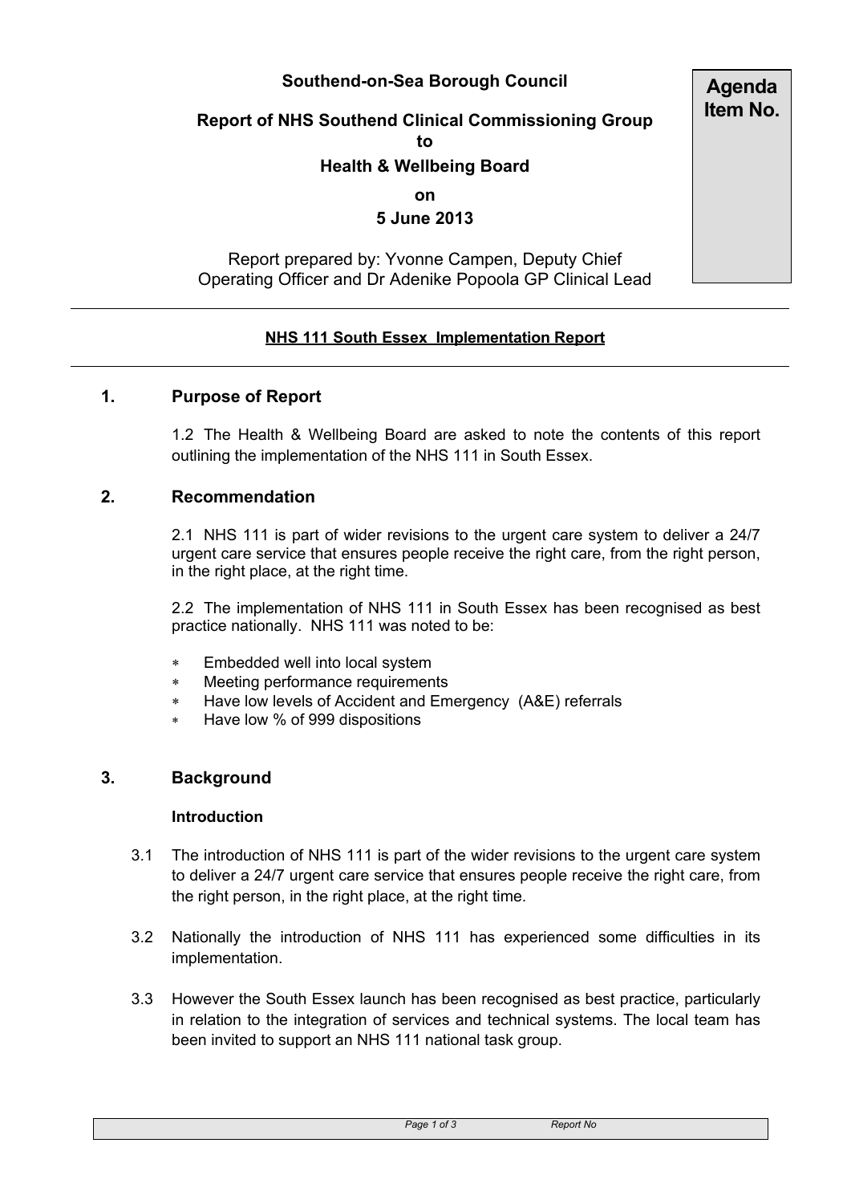**Southend-on-Sea Borough Council**

**Report of NHS Southend Clinical Commissioning Group**
**to**
**Health & Wellbeing Board**
**on**
**5 June 2013**

**Agenda Item No.**

Report prepared by: Yvonne Campen, Deputy Chief Operating Officer and Dr Adenike Popoola GP Clinical Lead

---

**NHS 111 South Essex Implementation Report**

---

## 1. Purpose of Report

1.2 The Health & Wellbeing Board are asked to note the contents of this report outlining the implementation of the NHS 111 in South Essex.

## 2. Recommendation

2.1 NHS 111 is part of wider revisions to the urgent care system to deliver a 24/7 urgent care service that ensures people receive the right care, from the right person, in the right place, at the right time.

2.2 The implementation of NHS 111 in South Essex has been recognised as best practice nationally. NHS 111 was noted to be:

- Embedded well into local system
- Meeting performance requirements
- Have low levels of Accident and Emergency (A&E) referrals
- Have low % of 999 dispositions

## 3. Background

**Introduction**

3.1 The introduction of NHS 111 is part of the wider revisions to the urgent care system to deliver a 24/7 urgent care service that ensures people receive the right care, from the right person, in the right place, at the right time.

3.2 Nationally the introduction of NHS 111 has experienced some difficulties in its implementation.

3.3 However the South Essex launch has been recognised as best practice, particularly in relation to the integration of services and technical systems. The local team has been invited to support an NHS 111 national task group.

Report No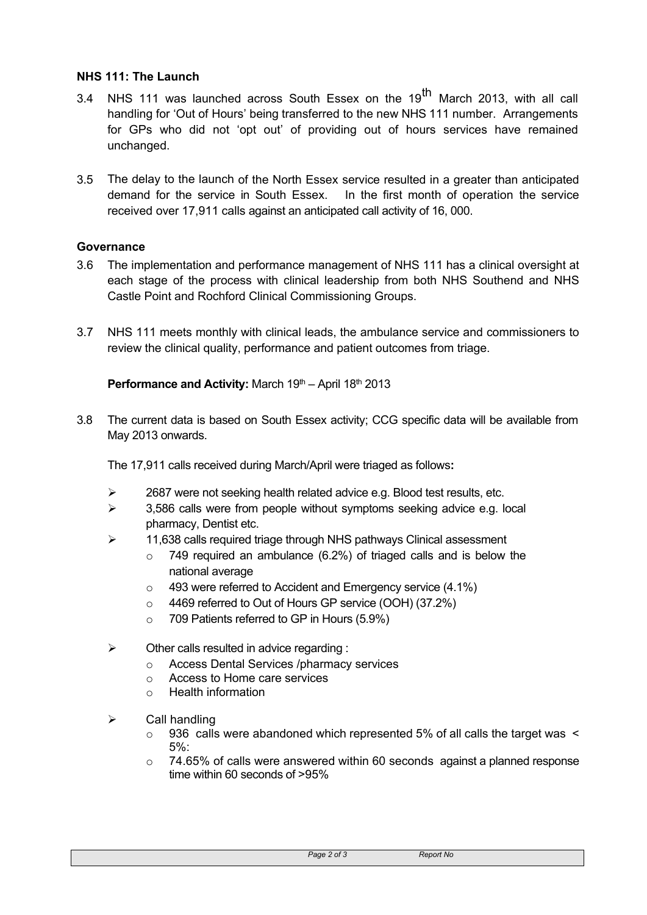**NHS 111: The Launch**

3.4 NHS 111 was launched across South Essex on the 19th March 2013, with all call handling for 'Out of Hours' being transferred to the new NHS 111 number. Arrangements for GPs who did not 'opt out' of providing out of hours services have remained unchanged.

3.5 The delay to the launch of the North Essex service resulted in a greater than anticipated demand for the service in South Essex. In the first month of operation the service received over 17,911 calls against an anticipated call activity of 16, 000.

**Governance**

3.6 The implementation and performance management of NHS 111 has a clinical oversight at each stage of the process with clinical leadership from both NHS Southend and NHS Castle Point and Rochford Clinical Commissioning Groups.

3.7 NHS 111 meets monthly with clinical leads, the ambulance service and commissioners to review the clinical quality, performance and patient outcomes from triage.

**Performance and Activity:** March 19th – April 18th 2013

3.8 The current data is based on South Essex activity; CCG specific data will be available from May 2013 onwards.

The 17,911 calls received during March/April were triaged as follows**:**

- 2687 were not seeking health related advice e.g. Blood test results, etc.
- 3,586 calls were from people without symptoms seeking advice e.g. local pharmacy, Dentist etc.
- 11,638 calls required triage through NHS pathways Clinical assessment
  - 749 required an ambulance (6.2%) of triaged calls and is below the national average
  - 493 were referred to Accident and Emergency service (4.1%)
  - 4469 referred to Out of Hours GP service (OOH) (37.2%)
  - 709 Patients referred to GP in Hours (5.9%)
- Other calls resulted in advice regarding :
  - Access Dental Services /pharmacy services
  - Access to Home care services
  - Health information
- Call handling
  - 936 calls were abandoned which represented 5% of all calls the target was < 5%:
  - 74.65% of calls were answered within 60 seconds against a planned response time within 60 seconds of >95%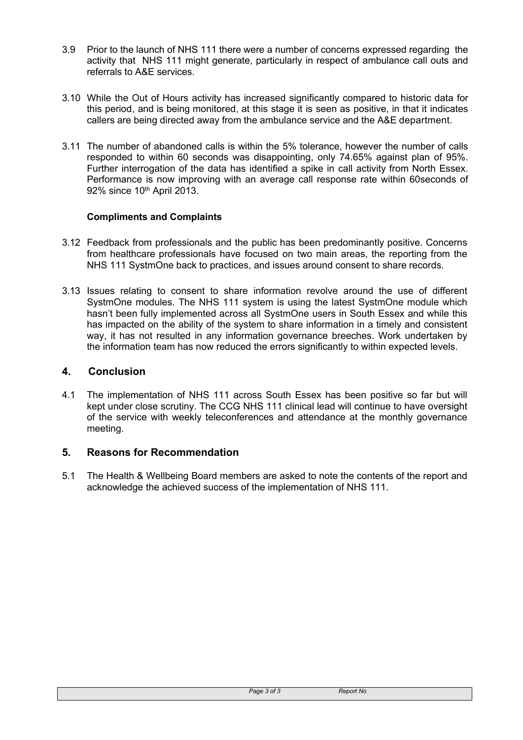3.9 Prior to the launch of NHS 111 there were a number of concerns expressed regarding the activity that NHS 111 might generate, particularly in respect of ambulance call outs and referrals to A&E services.

3.10 While the Out of Hours activity has increased significantly compared to historic data for this period, and is being monitored, at this stage it is seen as positive, in that it indicates callers are being directed away from the ambulance service and the A&E department.

3.11 The number of abandoned calls is within the 5% tolerance, however the number of calls responded to within 60 seconds was disappointing, only 74.65% against plan of 95%. Further interrogation of the data has identified a spike in call activity from North Essex. Performance is now improving with an average call response rate within 60seconds of 92% since 10th April 2013.

**Compliments and Complaints**

3.12 Feedback from professionals and the public has been predominantly positive. Concerns from healthcare professionals have focused on two main areas, the reporting from the NHS 111 SystmOne back to practices, and issues around consent to share records.

3.13 Issues relating to consent to share information revolve around the use of different SystmOne modules. The NHS 111 system is using the latest SystmOne module which hasn't been fully implemented across all SystmOne users in South Essex and while this has impacted on the ability of the system to share information in a timely and consistent way, it has not resulted in any information governance breeches. Work undertaken by the information team has now reduced the errors significantly to within expected levels.

## 4. Conclusion

4.1 The implementation of NHS 111 across South Essex has been positive so far but will kept under close scrutiny. The CCG NHS 111 clinical lead will continue to have oversight of the service with weekly teleconferences and attendance at the monthly governance meeting.

## 5. Reasons for Recommendation

5.1 The Health & Wellbeing Board members are asked to note the contents of the report and acknowledge the achieved success of the implementation of NHS 111.